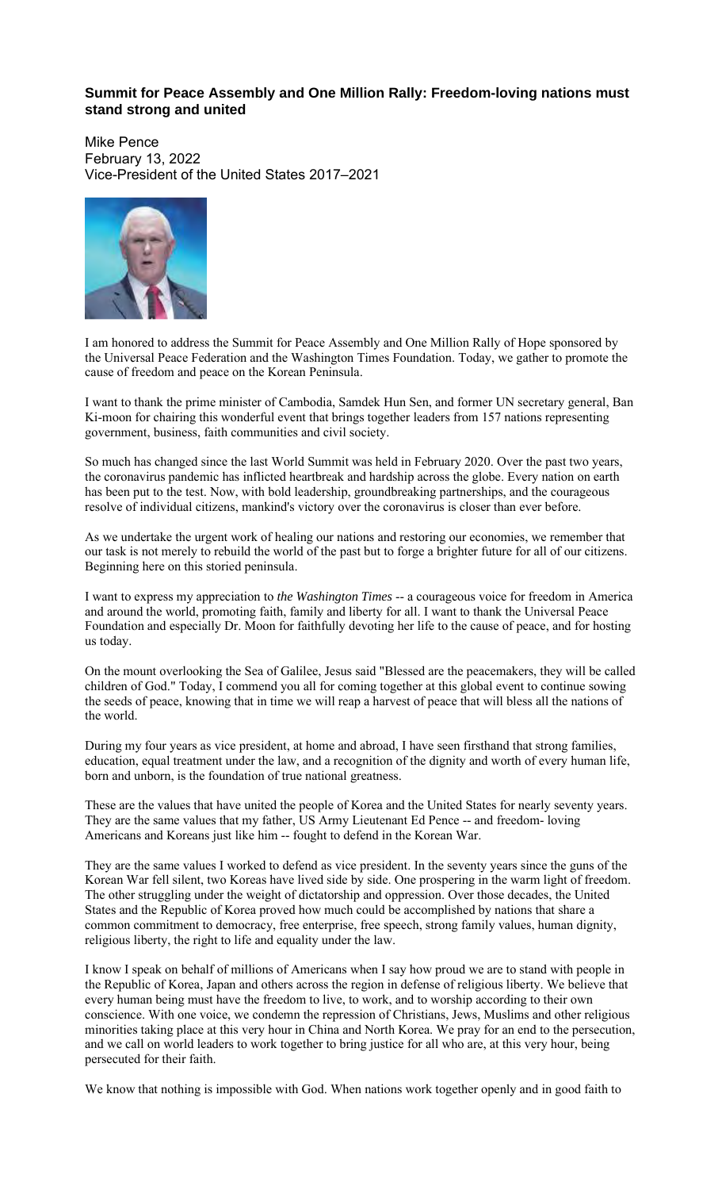## Summit for Peace Assembly and One Million Rally: Freedom-loving nations must stand strong and united

Mike Pence
February 13, 2022
Vice-President of the United States 2017–2021

I am honored to address the Summit for Peace Assembly and One Million Rally of Hope sponsored by the Universal Peace Federation and the Washington Times Foundation. Today, we gather to promote the cause of freedom and peace on the Korean Peninsula.

I want to thank the prime minister of Cambodia, Samdek Hun Sen, and former UN secretary general, Ban Ki-moon for chairing this wonderful event that brings together leaders from 157 nations representing government, business, faith communities and civil society.

So much has changed since the last World Summit was held in February 2020. Over the past two years, the coronavirus pandemic has inflicted heartbreak and hardship across the globe. Every nation on earth has been put to the test. Now, with bold leadership, groundbreaking partnerships, and the courageous resolve of individual citizens, mankind's victory over the coronavirus is closer than ever before.

As we undertake the urgent work of healing our nations and restoring our economies, we remember that our task is not merely to rebuild the world of the past but to forge a brighter future for all of our citizens. Beginning here on this storied peninsula.

I want to express my appreciation to *the Washington Times* -- a courageous voice for freedom in America and around the world, promoting faith, family and liberty for all. I want to thank the Universal Peace Foundation and especially Dr. Moon for faithfully devoting her life to the cause of peace, and for hosting us today.

On the mount overlooking the Sea of Galilee, Jesus said "Blessed are the peacemakers, they will be called children of God." Today, I commend you all for coming together at this global event to continue sowing the seeds of peace, knowing that in time we will reap a harvest of peace that will bless all the nations of the world.

During my four years as vice president, at home and abroad, I have seen firsthand that strong families, education, equal treatment under the law, and a recognition of the dignity and worth of every human life, born and unborn, is the foundation of true national greatness.

These are the values that have united the people of Korea and the United States for nearly seventy years. They are the same values that my father, US Army Lieutenant Ed Pence -- and freedom- loving Americans and Koreans just like him -- fought to defend in the Korean War.

They are the same values I worked to defend as vice president. In the seventy years since the guns of the Korean War fell silent, two Koreas have lived side by side. One prospering in the warm light of freedom. The other struggling under the weight of dictatorship and oppression. Over those decades, the United States and the Republic of Korea proved how much could be accomplished by nations that share a common commitment to democracy, free enterprise, free speech, strong family values, human dignity, religious liberty, the right to life and equality under the law.

I know I speak on behalf of millions of Americans when I say how proud we are to stand with people in the Republic of Korea, Japan and others across the region in defense of religious liberty. We believe that every human being must have the freedom to live, to work, and to worship according to their own conscience. With one voice, we condemn the repression of Christians, Jews, Muslims and other religious minorities taking place at this very hour in China and North Korea. We pray for an end to the persecution, and we call on world leaders to work together to bring justice for all who are, at this very hour, being persecuted for their faith.

We know that nothing is impossible with God. When nations work together openly and in good faith to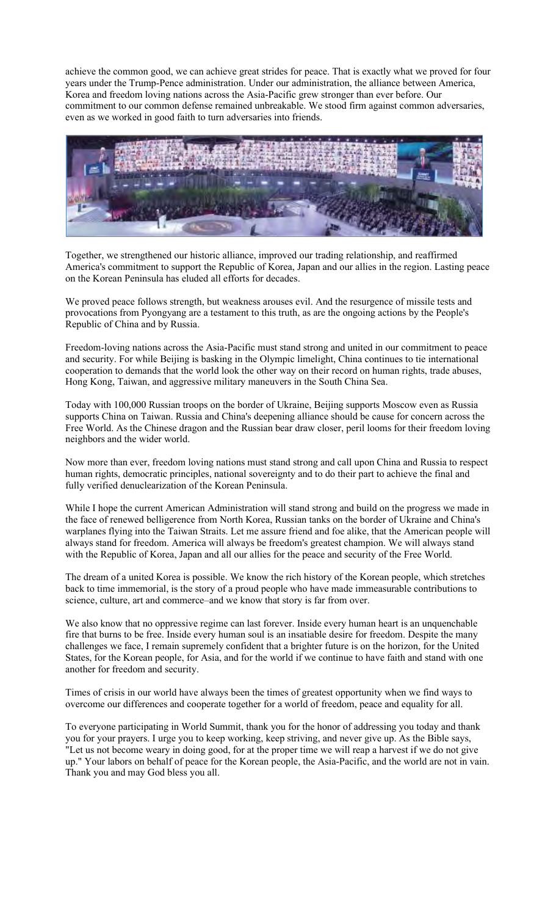achieve the common good, we can achieve great strides for peace. That is exactly what we proved for four years under the Trump-Pence administration. Under our administration, the alliance between America, Korea and freedom loving nations across the Asia-Pacific grew stronger than ever before. Our commitment to our common defense remained unbreakable. We stood firm against common adversaries, even as we worked in good faith to turn adversaries into friends.

Together, we strengthened our historic alliance, improved our trading relationship, and reaffirmed America's commitment to support the Republic of Korea, Japan and our allies in the region. Lasting peace on the Korean Peninsula has eluded all efforts for decades.

We proved peace follows strength, but weakness arouses evil. And the resurgence of missile tests and provocations from Pyongyang are a testament to this truth, as are the ongoing actions by the People's Republic of China and by Russia.

Freedom-loving nations across the Asia-Pacific must stand strong and united in our commitment to peace and security. For while Beijing is basking in the Olympic limelight, China continues to tie international cooperation to demands that the world look the other way on their record on human rights, trade abuses, Hong Kong, Taiwan, and aggressive military maneuvers in the South China Sea.

Today with 100,000 Russian troops on the border of Ukraine, Beijing supports Moscow even as Russia supports China on Taiwan. Russia and China's deepening alliance should be cause for concern across the Free World. As the Chinese dragon and the Russian bear draw closer, peril looms for their freedom loving neighbors and the wider world.

Now more than ever, freedom loving nations must stand strong and call upon China and Russia to respect human rights, democratic principles, national sovereignty and to do their part to achieve the final and fully verified denuclearization of the Korean Peninsula.

While I hope the current American Administration will stand strong and build on the progress we made in the face of renewed belligerence from North Korea, Russian tanks on the border of Ukraine and China's warplanes flying into the Taiwan Straits. Let me assure friend and foe alike, that the American people will always stand for freedom. America will always be freedom's greatest champion. We will always stand with the Republic of Korea, Japan and all our allies for the peace and security of the Free World.

The dream of a united Korea is possible. We know the rich history of the Korean people, which stretches back to time immemorial, is the story of a proud people who have made immeasurable contributions to science, culture, art and commerce–and we know that story is far from over.

We also know that no oppressive regime can last forever. Inside every human heart is an unquenchable fire that burns to be free. Inside every human soul is an insatiable desire for freedom. Despite the many challenges we face, I remain supremely confident that a brighter future is on the horizon, for the United States, for the Korean people, for Asia, and for the world if we continue to have faith and stand with one another for freedom and security.

Times of crisis in our world have always been the times of greatest opportunity when we find ways to overcome our differences and cooperate together for a world of freedom, peace and equality for all.

To everyone participating in World Summit, thank you for the honor of addressing you today and thank you for your prayers. I urge you to keep working, keep striving, and never give up. As the Bible says, "Let us not become weary in doing good, for at the proper time we will reap a harvest if we do not give up." Your labors on behalf of peace for the Korean people, the Asia-Pacific, and the world are not in vain. Thank you and may God bless you all.